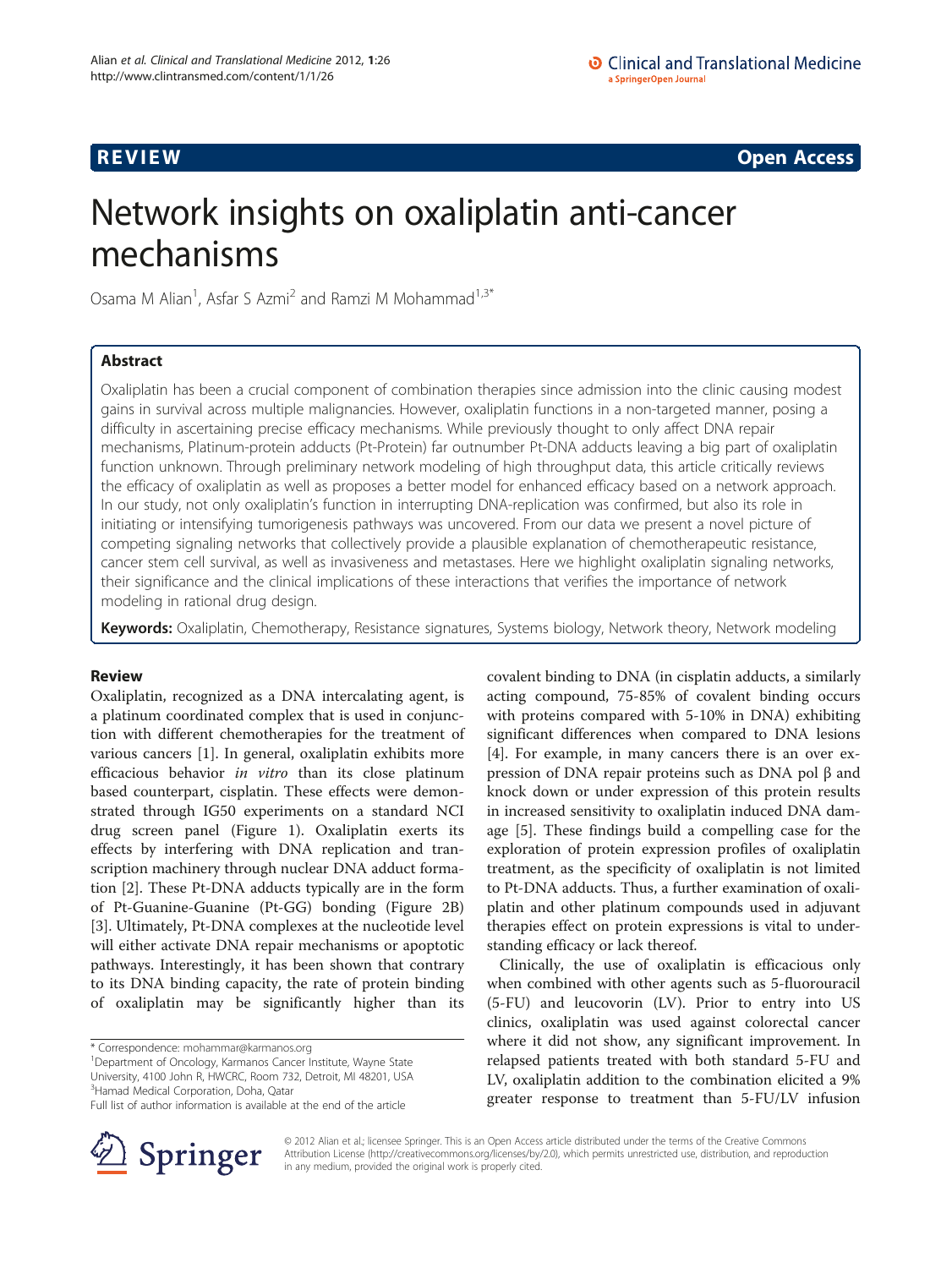**REVIEW** **Open Access**

# Network insights on oxaliplatin anti-cancer mechanisms

Osama M Alian[1], Asfar S Azmi[2] and Ramzi M Mohammad[1,3*]

## Abstract

Oxaliplatin has been a crucial component of combination therapies since admission into the clinic causing modest gains in survival across multiple malignancies. However, oxaliplatin functions in a non-targeted manner, posing a difficulty in ascertaining precise efficacy mechanisms. While previously thought to only affect DNA repair mechanisms, Platinum-protein adducts (Pt-Protein) far outnumber Pt-DNA adducts leaving a big part of oxaliplatin function unknown. Through preliminary network modeling of high throughput data, this article critically reviews the efficacy of oxaliplatin as well as proposes a better model for enhanced efficacy based on a network approach. In our study, not only oxaliplatin's function in interrupting DNA-replication was confirmed, but also its role in initiating or intensifying tumorigenesis pathways was uncovered. From our data we present a novel picture of competing signaling networks that collectively provide a plausible explanation of chemotherapeutic resistance, cancer stem cell survival, as well as invasiveness and metastases. Here we highlight oxaliplatin signaling networks, their significance and the clinical implications of these interactions that verifies the importance of network modeling in rational drug design.

**Keywords:** Oxaliplatin, Chemotherapy, Resistance signatures, Systems biology, Network theory, Network modeling

## Review

Oxaliplatin, recognized as a DNA intercalating agent, is a platinum coordinated complex that is used in conjunction with different chemotherapies for the treatment of various cancers [1]. In general, oxaliplatin exhibits more efficacious behavior *in vitro* than its close platinum based counterpart, cisplatin. These effects were demonstrated through IG50 experiments on a standard NCI drug screen panel (Figure 1). Oxaliplatin exerts its effects by interfering with DNA replication and transcription machinery through nuclear DNA adduct formation [2]. These Pt-DNA adducts typically are in the form of Pt-Guanine-Guanine (Pt-GG) bonding (Figure 2B) [3]. Ultimately, Pt-DNA complexes at the nucleotide level will either activate DNA repair mechanisms or apoptotic pathways. Interestingly, it has been shown that contrary to its DNA binding capacity, the rate of protein binding of oxaliplatin may be significantly higher than its covalent binding to DNA (in cisplatin adducts, a similarly acting compound, 75-85% of covalent binding occurs with proteins compared with 5-10% in DNA) exhibiting significant differences when compared to DNA lesions [4]. For example, in many cancers there is an over expression of DNA repair proteins such as DNA pol β and knock down or under expression of this protein results in increased sensitivity to oxaliplatin induced DNA damage [5]. These findings build a compelling case for the exploration of protein expression profiles of oxaliplatin treatment, as the specificity of oxaliplatin is not limited to Pt-DNA adducts. Thus, a further examination of oxaliplatin and other platinum compounds used in adjuvant therapies effect on protein expressions is vital to understanding efficacy or lack thereof.

Clinically, the use of oxaliplatin is efficacious only when combined with other agents such as 5-fluorouracil (5-FU) and leucovorin (LV). Prior to entry into US clinics, oxaliplatin was used against colorectal cancer where it did not show, any significant improvement. In relapsed patients treated with both standard 5-FU and LV, oxaliplatin addition to the combination elicited a 9% greater response to treatment than 5-FU/LV infusion

\* Correspondence: mohammar@karmanos.org
[1]Department of Oncology, Karmanos Cancer Institute, Wayne State University, 4100 John R, HWCRC, Room 732, Detroit, MI 48201, USA
[3]Hamad Medical Corporation, Doha, Qatar
Full list of author information is available at the end of the article

© 2012 Alian et al.; licensee Springer. This is an Open Access article distributed under the terms of the Creative Commons Attribution License (http://creativecommons.org/licenses/by/2.0), which permits unrestricted use, distribution, and reproduction in any medium, provided the original work is properly cited.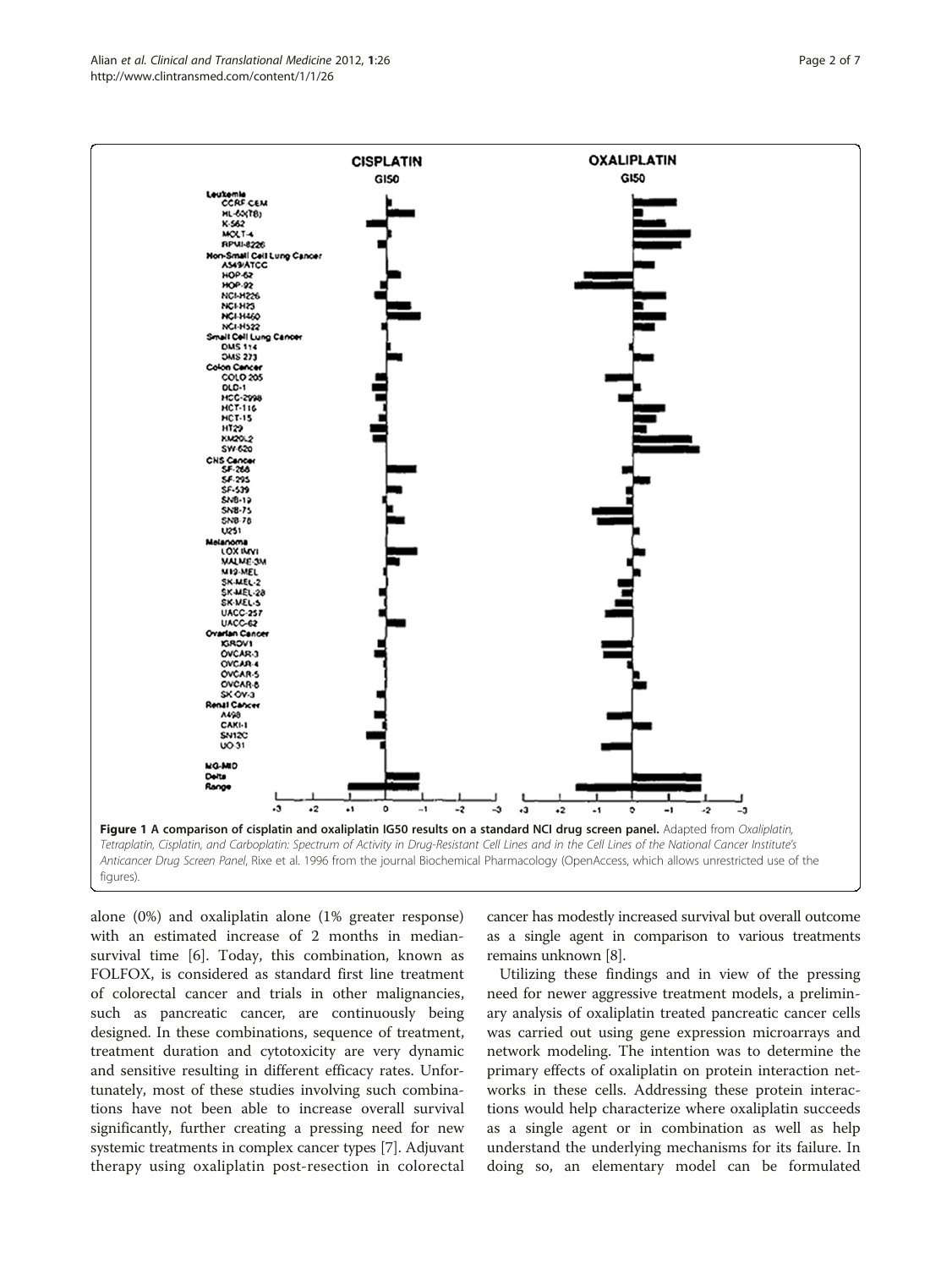**Figure 1 A comparison of cisplatin and oxaliplatin IG50 results on a standard NCI drug screen panel.** Adapted from *Oxaliplatin, Tetraplatin, Cisplatin, and Carboplatin: Spectrum of Activity in Drug-Resistant Cell Lines and in the Cell Lines of the National Cancer Institute's Anticancer Drug Screen Panel*, Rixe et al. 1996 from the journal Biochemical Pharmacology (OpenAccess, which allows unrestricted use of the figures).

alone (0%) and oxaliplatin alone (1% greater response) with an estimated increase of 2 months in median-survival time [6]. Today, this combination, known as FOLFOX, is considered as standard first line treatment of colorectal cancer and trials in other malignancies, such as pancreatic cancer, are continuously being designed. In these combinations, sequence of treatment, treatment duration and cytotoxicity are very dynamic and sensitive resulting in different efficacy rates. Unfortunately, most of these studies involving such combinations have not been able to increase overall survival significantly, further creating a pressing need for new systemic treatments in complex cancer types [7]. Adjuvant therapy using oxaliplatin post-resection in colorectal cancer has modestly increased survival but overall outcome as a single agent in comparison to various treatments remains unknown [8].

Utilizing these findings and in view of the pressing need for newer aggressive treatment models, a preliminary analysis of oxaliplatin treated pancreatic cancer cells was carried out using gene expression microarrays and network modeling. The intention was to determine the primary effects of oxaliplatin on protein interaction networks in these cells. Addressing these protein interactions would help characterize where oxaliplatin succeeds as a single agent or in combination as well as help understand the underlying mechanisms for its failure. In doing so, an elementary model can be formulated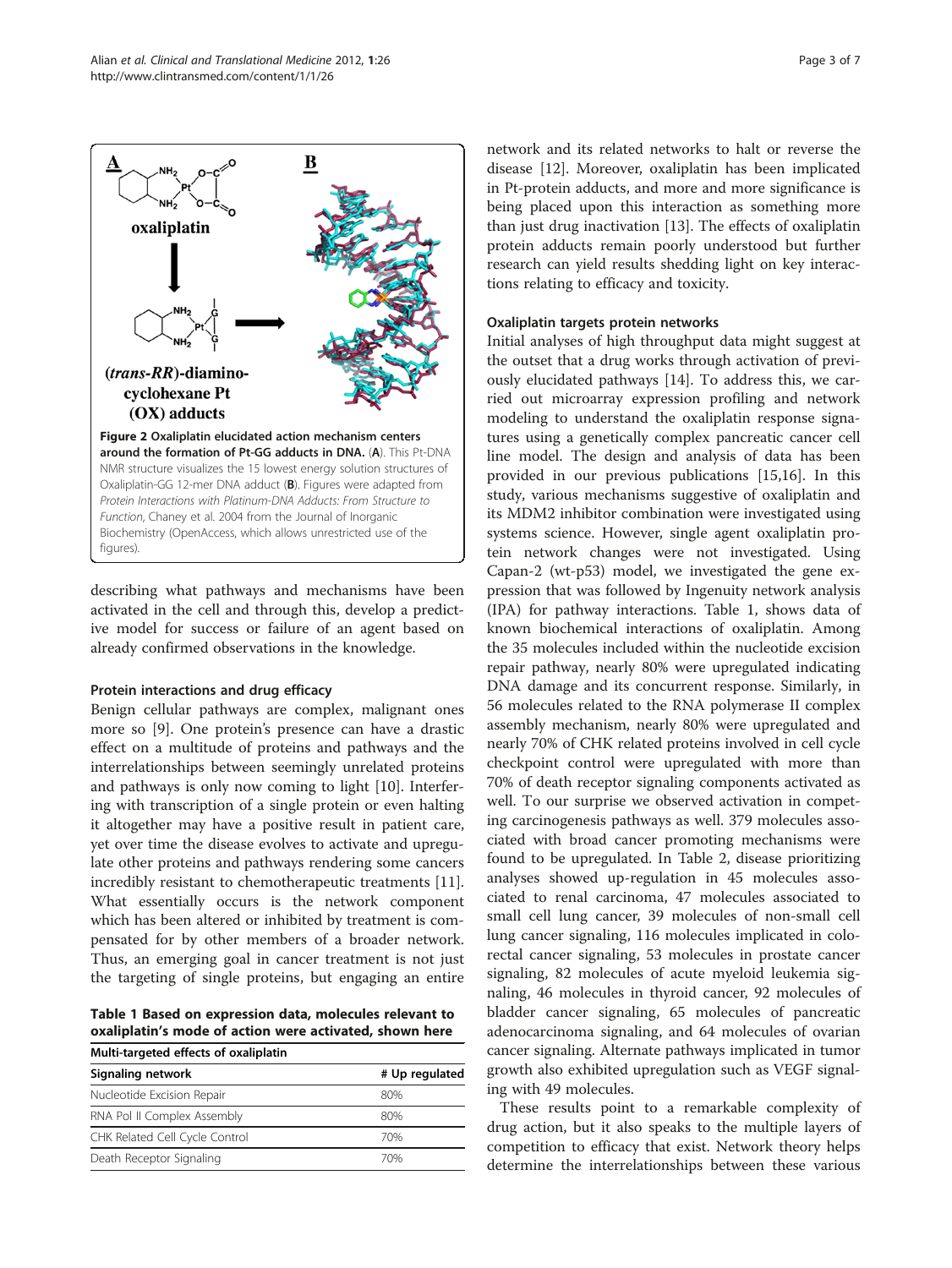**Figure 2 Oxaliplatin elucidated action mechanism centers around the formation of Pt-GG adducts in DNA.** (**A**). This Pt-DNA NMR structure visualizes the 15 lowest energy solution structures of Oxaliplatin-GG 12-mer DNA adduct (**B**). Figures were adapted from *Protein Interactions with Platinum-DNA Adducts: From Structure to Function*, Chaney et al. 2004 from the Journal of Inorganic Biochemistry (OpenAccess, which allows unrestricted use of the figures).

describing what pathways and mechanisms have been activated in the cell and through this, develop a predictive model for success or failure of an agent based on already confirmed observations in the knowledge.

### Protein interactions and drug efficacy

Benign cellular pathways are complex, malignant ones more so [9]. One protein's presence can have a drastic effect on a multitude of proteins and pathways and the interrelationships between seemingly unrelated proteins and pathways is only now coming to light [10]. Interfering with transcription of a single protein or even halting it altogether may have a positive result in patient care, yet over time the disease evolves to activate and upregulate other proteins and pathways rendering some cancers incredibly resistant to chemotherapeutic treatments [11]. What essentially occurs is the network component which has been altered or inhibited by treatment is compensated for by other members of a broader network. Thus, an emerging goal in cancer treatment is not just the targeting of single proteins, but engaging an entire network and its related networks to halt or reverse the disease [12]. Moreover, oxaliplatin has been implicated in Pt-protein adducts, and more and more significance is being placed upon this interaction as something more than just drug inactivation [13]. The effects of oxaliplatin protein adducts remain poorly understood but further research can yield results shedding light on key interactions relating to efficacy and toxicity.

**Table 1 Based on expression data, molecules relevant to oxaliplatin's mode of action were activated, shown here**

| Multi-targeted effects of oxaliplatin | |
|---|---|
| **Signaling network** | **# Up regulated** |
| Nucleotide Excision Repair | 80% |
| RNA Pol II Complex Assembly | 80% |
| CHK Related Cell Cycle Control | 70% |
| Death Receptor Signaling | 70% |

### Oxaliplatin targets protein networks

Initial analyses of high throughput data might suggest at the outset that a drug works through activation of previously elucidated pathways [14]. To address this, we carried out microarray expression profiling and network modeling to understand the oxaliplatin response signatures using a genetically complex pancreatic cancer cell line model. The design and analysis of data has been provided in our previous publications [15,16]. In this study, various mechanisms suggestive of oxaliplatin and its MDM2 inhibitor combination were investigated using systems science. However, single agent oxaliplatin protein network changes were not investigated. Using Capan-2 (wt-p53) model, we investigated the gene expression that was followed by Ingenuity network analysis (IPA) for pathway interactions. Table 1, shows data of known biochemical interactions of oxaliplatin. Among the 35 molecules included within the nucleotide excision repair pathway, nearly 80% were upregulated indicating DNA damage and its concurrent response. Similarly, in 56 molecules related to the RNA polymerase II complex assembly mechanism, nearly 80% were upregulated and nearly 70% of CHK related proteins involved in cell cycle checkpoint control were upregulated with more than 70% of death receptor signaling components activated as well. To our surprise we observed activation in competing carcinogenesis pathways as well. 379 molecules associated with broad cancer promoting mechanisms were found to be upregulated. In Table 2, disease prioritizing analyses showed up-regulation in 45 molecules associated to renal carcinoma, 47 molecules associated to small cell lung cancer, 39 molecules of non-small cell lung cancer signaling, 116 molecules implicated in colorectal cancer signaling, 53 molecules in prostate cancer signaling, 82 molecules of acute myeloid leukemia signaling, 46 molecules in thyroid cancer, 92 molecules of bladder cancer signaling, 65 molecules of pancreatic adenocarcinoma signaling, and 64 molecules of ovarian cancer signaling. Alternate pathways implicated in tumor growth also exhibited upregulation such as VEGF signaling with 49 molecules.

These results point to a remarkable complexity of drug action, but it also speaks to the multiple layers of competition to efficacy that exist. Network theory helps determine the interrelationships between these various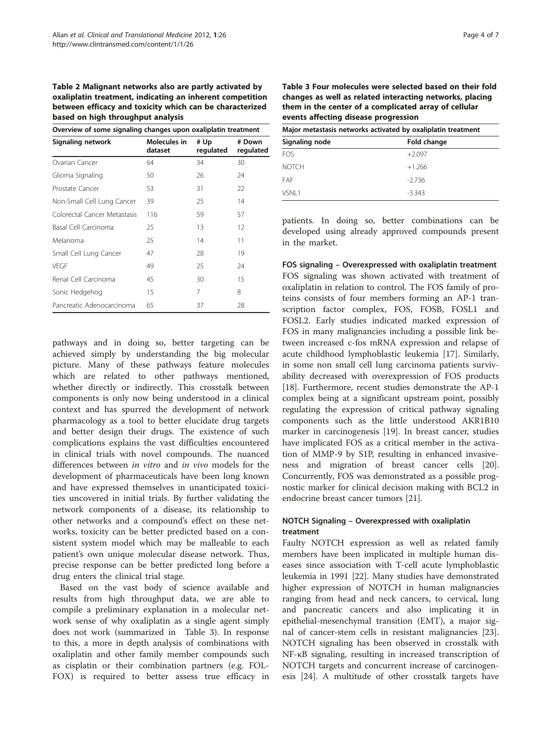**Table 2 Malignant networks also are partly activated by oxaliplatin treatment, indicating an inherent competition between efficacy and toxicity which can be characterized based on high throughput analysis**

| Overview of some signaling changes upon oxaliplatin treatment | | | |
|---|---|---|---|
| **Signaling network** | **Molecules in dataset** | **# Up regulated** | **# Down regulated** |
| Ovarian Cancer | 64 | 34 | 30 |
| Glioma Signaling | 50 | 26 | 24 |
| Prostate Cancer | 53 | 31 | 22 |
| Non-Small Cell Lung Cancer | 39 | 25 | 14 |
| Colorectal Cancer Metastasis | 116 | 59 | 57 |
| Basal Cell Carcinoma | 25 | 13 | 12 |
| Melanoma | 25 | 14 | 11 |
| Small Cell Lung Cancer | 47 | 28 | 19 |
| VEGF | 49 | 25 | 24 |
| Renal Cell Carcinoma | 45 | 30 | 15 |
| Sonic Hedgehog | 15 | 7 | 8 |
| Pancreatic Adenocarcinoma | 65 | 37 | 28 |

pathways and in doing so, better targeting can be achieved simply by understanding the big molecular picture. Many of these pathways feature molecules which are related to other pathways mentioned, whether directly or indirectly. This crosstalk between components is only now being understood in a clinical context and has spurred the development of network pharmacology as a tool to better elucidate drug targets and better design their drugs. The existence of such complications explains the vast difficulties encountered in clinical trials with novel compounds. The nuanced differences between *in vitro* and *in vivo* models for the development of pharmaceuticals have been long known and have expressed themselves in unanticipated toxicities uncovered in initial trials. By further validating the network components of a disease, its relationship to other networks and a compound's effect on these networks, toxicity can be better predicted based on a consistent system model which may be malleable to each patient's own unique molecular disease network. Thus, precise response can be better predicted long before a drug enters the clinical trial stage.

Based on the vast body of science available and results from high throughput data, we are able to compile a preliminary explanation in a molecular network sense of why oxaliplatin as a single agent simply does not work (summarized in Table 3). In response to this, a more in depth analysis of combinations with oxaliplatin and other family member compounds such as cisplatin or their combination partners (e.g. FOLFOX) is required to better assess true efficacy in patients. In doing so, better combinations can be developed using already approved compounds present in the market.

**Table 3 Four molecules were selected based on their fold changes as well as related interacting networks, placing them in the center of a complicated array of cellular events affecting disease progression**

| Major metastasis networks activated by oxaliplatin treatment | |
|---|---|
| **Signaling node** | **Fold change** |
| FOS | +2.097 |
| NOTCH | +1.266 |
| FAF | -2.736 |
| VSNL1 | -3.343 |

### FOS signaling – Overexpressed with oxaliplatin treatment

FOS signaling was shown activated with treatment of oxaliplatin in relation to control. The FOS family of proteins consists of four members forming an AP-1 transcription factor complex, FOS, FOSB, FOSL1 and FOSL2. Early studies indicated marked expression of FOS in many malignancies including a possible link between increased c-fos mRNA expression and relapse of acute childhood lymphoblastic leukemia [17]. Similarly, in some non small cell lung carcinoma patients survivability decreased with overexpression of FOS products [18]. Furthermore, recent studies demonstrate the AP-1 complex being at a significant upstream point, possibly regulating the expression of critical pathway signaling components such as the little understood AKR1B10 marker in carcinogenesis [19]. In breast cancer, studies have implicated FOS as a critical member in the activation of MMP-9 by S1P, resulting in enhanced invasiveness and migration of breast cancer cells [20]. Concurrently, FOS was demonstrated as a possible prognostic marker for clinical decision making with BCL2 in endocrine breast cancer tumors [21].

### NOTCH Signaling – Overexpressed with oxaliplatin treatment

Faulty NOTCH expression as well as related family members have been implicated in multiple human diseases since association with T-cell acute lymphoblastic leukemia in 1991 [22]. Many studies have demonstrated higher expression of NOTCH in human malignancies ranging from head and neck cancers, to cervical, lung and pancreatic cancers and also implicating it in epithelial-mesenchymal transition (EMT), a major signal of cancer-stem cells in resistant malignancies [23]. NOTCH signaling has been observed in crosstalk with NF-κB signaling, resulting in increased transcription of NOTCH targets and concurrent increase of carcinogenesis [24]. A multitude of other crosstalk targets have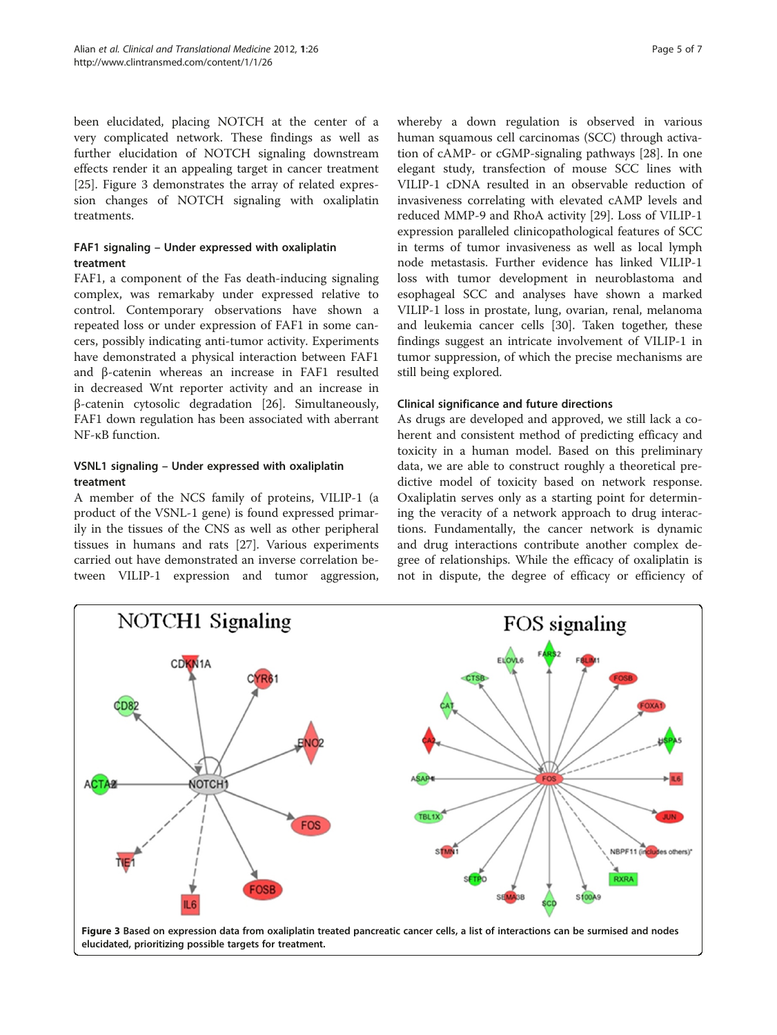been elucidated, placing NOTCH at the center of a very complicated network. These findings as well as further elucidation of NOTCH signaling downstream effects render it an appealing target in cancer treatment [25]. Figure 3 demonstrates the array of related expression changes of NOTCH signaling with oxaliplatin treatments.

### FAF1 signaling – Under expressed with oxaliplatin treatment

FAF1, a component of the Fas death-inducing signaling complex, was remarkaby under expressed relative to control. Contemporary observations have shown a repeated loss or under expression of FAF1 in some cancers, possibly indicating anti-tumor activity. Experiments have demonstrated a physical interaction between FAF1 and β-catenin whereas an increase in FAF1 resulted in decreased Wnt reporter activity and an increase in β-catenin cytosolic degradation [26]. Simultaneously, FAF1 down regulation has been associated with aberrant NF-κB function.

### VSNL1 signaling – Under expressed with oxaliplatin treatment

A member of the NCS family of proteins, VILIP-1 (a product of the VSNL-1 gene) is found expressed primarily in the tissues of the CNS as well as other peripheral tissues in humans and rats [27]. Various experiments carried out have demonstrated an inverse correlation between VILIP-1 expression and tumor aggression, whereby a down regulation is observed in various human squamous cell carcinomas (SCC) through activation of cAMP- or cGMP-signaling pathways [28]. In one elegant study, transfection of mouse SCC lines with VILIP-1 cDNA resulted in an observable reduction of invasiveness correlating with elevated cAMP levels and reduced MMP-9 and RhoA activity [29]. Loss of VILIP-1 expression paralleled clinicopathological features of SCC in terms of tumor invasiveness as well as local lymph node metastasis. Further evidence has linked VILIP-1 loss with tumor development in neuroblastoma and esophageal SCC and analyses have shown a marked VILIP-1 loss in prostate, lung, ovarian, renal, melanoma and leukemia cancer cells [30]. Taken together, these findings suggest an intricate involvement of VILIP-1 in tumor suppression, of which the precise mechanisms are still being explored.

### Clinical significance and future directions

As drugs are developed and approved, we still lack a coherent and consistent method of predicting efficacy and toxicity in a human model. Based on this preliminary data, we are able to construct roughly a theoretical predictive model of toxicity based on network response. Oxaliplatin serves only as a starting point for determining the veracity of a network approach to drug interactions. Fundamentally, the cancer network is dynamic and drug interactions contribute another complex degree of relationships. While the efficacy of oxaliplatin is not in dispute, the degree of efficacy or efficiency of

**Figure 3** Based on expression data from oxaliplatin treated pancreatic cancer cells, a list of interactions can be surmised and nodes elucidated, prioritizing possible targets for treatment.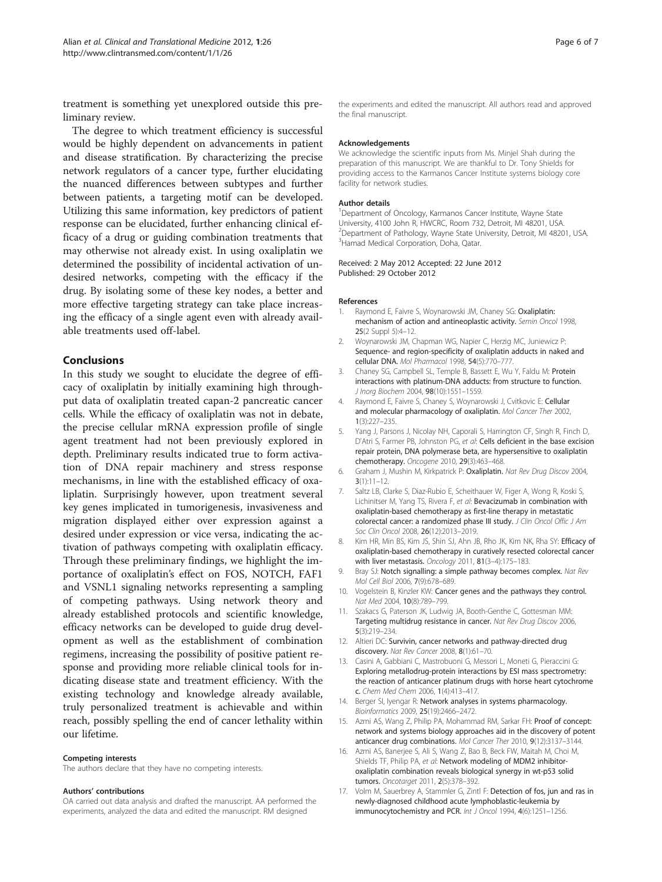treatment is something yet unexplored outside this preliminary review.

The degree to which treatment efficiency is successful would be highly dependent on advancements in patient and disease stratification. By characterizing the precise network regulators of a cancer type, further elucidating the nuanced differences between subtypes and further between patients, a targeting motif can be developed. Utilizing this same information, key predictors of patient response can be elucidated, further enhancing clinical efficacy of a drug or guiding combination treatments that may otherwise not already exist. In using oxaliplatin we determined the possibility of incidental activation of undesired networks, competing with the efficacy if the drug. By isolating some of these key nodes, a better and more effective targeting strategy can take place increasing the efficacy of a single agent even with already available treatments used off-label.

## Conclusions

In this study we sought to elucidate the degree of efficacy of oxaliplatin by initially examining high throughput data of oxaliplatin treated capan-2 pancreatic cancer cells. While the efficacy of oxaliplatin was not in debate, the precise cellular mRNA expression profile of single agent treatment had not been previously explored in depth. Preliminary results indicated true to form activation of DNA repair machinery and stress response mechanisms, in line with the established efficacy of oxaliplatin. Surprisingly however, upon treatment several key genes implicated in tumorigenesis, invasiveness and migration displayed either over expression against a desired under expression or vice versa, indicating the activation of pathways competing with oxaliplatin efficacy. Through these preliminary findings, we highlight the importance of oxaliplatin's effect on FOS, NOTCH, FAF1 and VSNL1 signaling networks representing a sampling of competing pathways. Using network theory and already established protocols and scientific knowledge, efficacy networks can be developed to guide drug development as well as the establishment of combination regimens, increasing the possibility of positive patient response and providing more reliable clinical tools for indicating disease state and treatment efficiency. With the existing technology and knowledge already available, truly personalized treatment is achievable and within reach, possibly spelling the end of cancer lethality within our lifetime.

#### Competing interests

The authors declare that they have no competing interests.

#### Authors' contributions

OA carried out data analysis and drafted the manuscript. AA performed the experiments, analyzed the data and edited the manuscript. RM designed the experiments and edited the manuscript. All authors read and approved the final manuscript.

#### Acknowledgements

We acknowledge the scientific inputs from Ms. Minjel Shah during the preparation of this manuscript. We are thankful to Dr. Tony Shields for providing access to the Karmanos Cancer Institute systems biology core facility for network studies.

#### Author details

[1]Department of Oncology, Karmanos Cancer Institute, Wayne State University, 4100 John R, HWCRC, Room 732, Detroit, MI 48201, USA. [2]Department of Pathology, Wayne State University, Detroit, MI 48201, USA. [3]Hamad Medical Corporation, Doha, Qatar.

Received: 2 May 2012 Accepted: 22 June 2012
Published: 29 October 2012

#### References

1. Raymond E, Faivre S, Woynarowski JM, Chaney SG: **Oxaliplatin: mechanism of action and antineoplastic activity.** *Semin Oncol* 1998, **25**(2 Suppl 5):4–12.
2. Woynarowski JM, Chapman WG, Napier C, Herzig MC, Juniewicz P: **Sequence- and region-specificity of oxaliplatin adducts in naked and cellular DNA.** *Mol Pharmacol* 1998, **54**(5):770–777.
3. Chaney SG, Campbell SL, Temple B, Bassett E, Wu Y, Faldu M: **Protein interactions with platinum-DNA adducts: from structure to function.** *J Inorg Biochem* 2004, **98**(10):1551–1559.
4. Raymond E, Faivre S, Chaney S, Woynarowski J, Cvitkovic E: **Cellular and molecular pharmacology of oxaliplatin.** *Mol Cancer Ther* 2002, **1**(3):227–235.
5. Yang J, Parsons J, Nicolay NH, Caporali S, Harrington CF, Singh R, Finch D, D'Atri S, Farmer PB, Johnston PG, *et al*: **Cells deficient in the base excision repair protein, DNA polymerase beta, are hypersensitive to oxaliplatin chemotherapy.** *Oncogene* 2010, **29**(3):463–468.
6. Graham J, Mushin M, Kirkpatrick P: **Oxaliplatin.** *Nat Rev Drug Discov* 2004, **3**(1):11–12.
7. Saltz LB, Clarke S, Diaz-Rubio E, Scheithauer W, Figer A, Wong R, Koski S, Lichinitser M, Yang TS, Rivera F, *et al*: **Bevacizumab in combination with oxaliplatin-based chemotherapy as first-line therapy in metastatic colorectal cancer: a randomized phase III study.** *J Clin Oncol Offic J Am Soc Clin Oncol* 2008, **26**(12):2013–2019.
8. Kim HR, Min BS, Kim JS, Shin SJ, Ahn JB, Rho JK, Kim NK, Rha SY: **Efficacy of oxaliplatin-based chemotherapy in curatively resected colorectal cancer with liver metastasis.** *Oncology* 2011, **81**(3–4):175–183.
9. Bray SJ: **Notch signalling: a simple pathway becomes complex.** *Nat Rev Mol Cell Biol* 2006, **7**(9):678–689.
10. Vogelstein B, Kinzler KW: **Cancer genes and the pathways they control.** *Nat Med* 2004, **10**(8):789–799.
11. Szakacs G, Paterson JK, Ludwig JA, Booth-Genthe C, Gottesman MM: **Targeting multidrug resistance in cancer.** *Nat Rev Drug Discov* 2006, **5**(3):219–234.
12. Altieri DC: **Survivin, cancer networks and pathway-directed drug discovery.** *Nat Rev Cancer* 2008, **8**(1):61–70.
13. Casini A, Gabbiani C, Mastrobuoni G, Messori L, Moneti G, Pieraccini G: **Exploring metallodrug-protein interactions by ESI mass spectrometry: the reaction of anticancer platinum drugs with horse heart cytochrome c.** *Chem Med Chem* 2006, **1**(4):413–417.
14. Berger SI, Iyengar R: **Network analyses in systems pharmacology.** *Bioinformatics* 2009, **25**(19):2466–2472.
15. Azmi AS, Wang Z, Philip PA, Mohammad RM, Sarkar FH: **Proof of concept: network and systems biology approaches aid in the discovery of potent anticancer drug combinations.** *Mol Cancer Ther* 2010, **9**(12):3137–3144.
16. Azmi AS, Banerjee S, Ali S, Wang Z, Bao B, Beck FW, Maitah M, Choi M, Shields TF, Philip PA, *et al*: **Network modeling of MDM2 inhibitor-oxaliplatin combination reveals biological synergy in wt-p53 solid tumors.** *Oncotarget* 2011, **2**(5):378–392.
17. Volm M, Sauerbrey A, Stammler G, Zintl F: **Detection of fos, jun and ras in newly-diagnosed childhood acute lymphoblastic-leukemia by immunocytochemistry and PCR.** *Int J Oncol* 1994, **4**(6):1251–1256.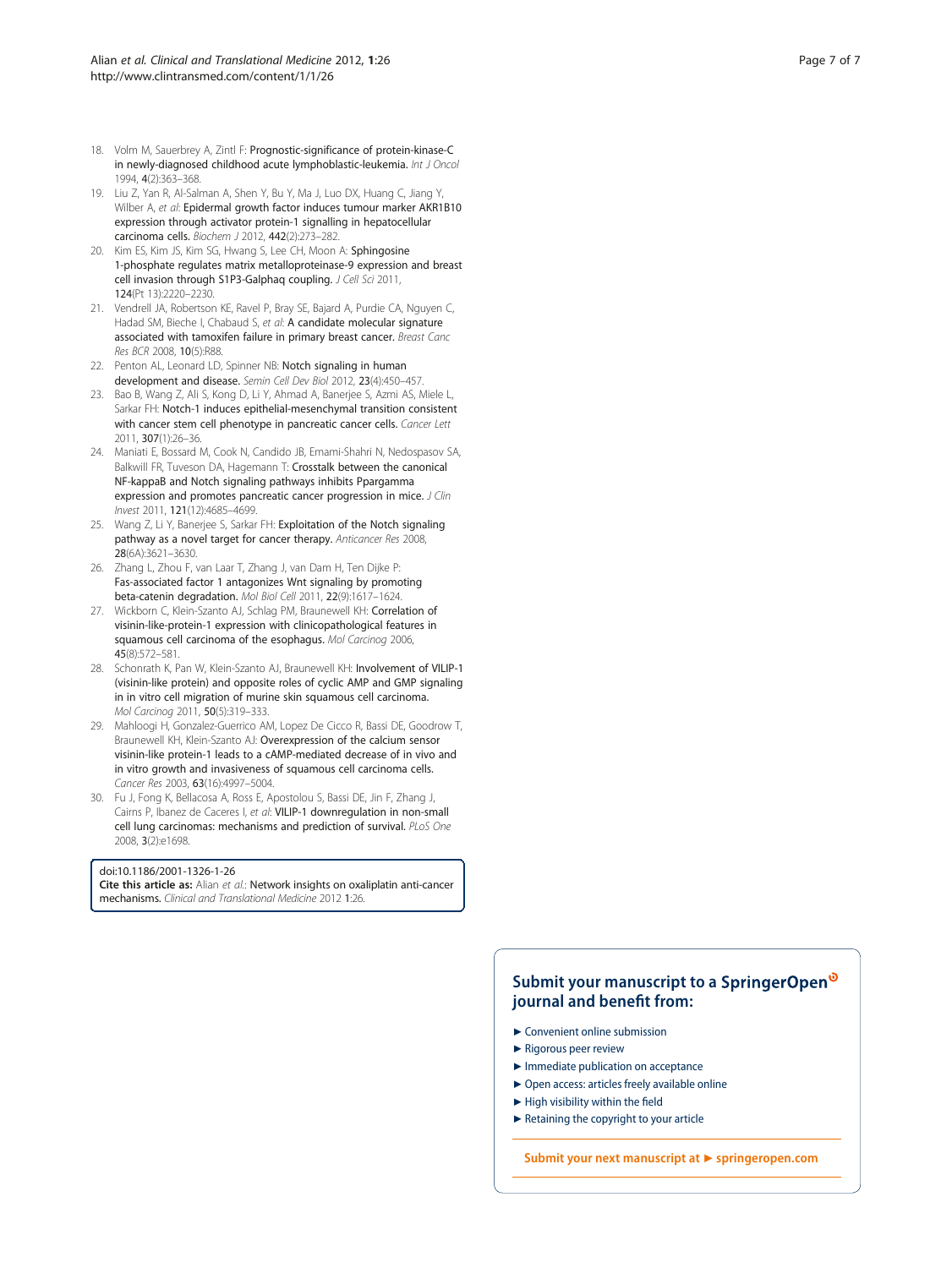18. Volm M, Sauerbrey A, Zintl F: **Prognostic-significance of protein-kinase-C in newly-diagnosed childhood acute lymphoblastic-leukemia.** *Int J Oncol* 1994, **4**(2):363–368.
19. Liu Z, Yan R, Al-Salman A, Shen Y, Bu Y, Ma J, Luo DX, Huang C, Jiang Y, Wilber A, *et al*: **Epidermal growth factor induces tumour marker AKR1B10 expression through activator protein-1 signalling in hepatocellular carcinoma cells.** *Biochem J* 2012, **442**(2):273–282.
20. Kim ES, Kim JS, Kim SG, Hwang S, Lee CH, Moon A: **Sphingosine 1-phosphate regulates matrix metalloproteinase-9 expression and breast cell invasion through S1P3-Galphaq coupling.** *J Cell Sci* 2011, **124**(Pt 13):2220–2230.
21. Vendrell JA, Robertson KE, Ravel P, Bray SE, Bajard A, Purdie CA, Nguyen C, Hadad SM, Bieche I, Chabaud S, *et al*: **A candidate molecular signature associated with tamoxifen failure in primary breast cancer.** *Breast Canc Res BCR* 2008, **10**(5):R88.
22. Penton AL, Leonard LD, Spinner NB: **Notch signaling in human development and disease.** *Semin Cell Dev Biol* 2012, **23**(4):450–457.
23. Bao B, Wang Z, Ali S, Kong D, Li Y, Ahmad A, Banerjee S, Azmi AS, Miele L, Sarkar FH: **Notch-1 induces epithelial-mesenchymal transition consistent with cancer stem cell phenotype in pancreatic cancer cells.** *Cancer Lett* 2011, **307**(1):26–36.
24. Maniati E, Bossard M, Cook N, Candido JB, Emami-Shahri N, Nedospasov SA, Balkwill FR, Tuveson DA, Hagemann T: **Crosstalk between the canonical NF-kappaB and Notch signaling pathways inhibits Ppargamma expression and promotes pancreatic cancer progression in mice.** *J Clin Invest* 2011, **121**(12):4685–4699.
25. Wang Z, Li Y, Banerjee S, Sarkar FH: **Exploitation of the Notch signaling pathway as a novel target for cancer therapy.** *Anticancer Res* 2008, **28**(6A):3621–3630.
26. Zhang L, Zhou F, van Laar T, Zhang J, van Dam H, Ten Dijke P: **Fas-associated factor 1 antagonizes Wnt signaling by promoting beta-catenin degradation.** *Mol Biol Cell* 2011, **22**(9):1617–1624.
27. Wickborn C, Klein-Szanto AJ, Schlag PM, Braunewell KH: **Correlation of visinin-like-protein-1 expression with clinicopathological features in squamous cell carcinoma of the esophagus.** *Mol Carcinog* 2006, **45**(8):572–581.
28. Schonrath K, Pan W, Klein-Szanto AJ, Braunewell KH: **Involvement of VILIP-1 (visinin-like protein) and opposite roles of cyclic AMP and GMP signaling in in vitro cell migration of murine skin squamous cell carcinoma.** *Mol Carcinog* 2011, **50**(5):319–333.
29. Mahloogi H, Gonzalez-Guerrico AM, Lopez De Cicco R, Bassi DE, Goodrow T, Braunewell KH, Klein-Szanto AJ: **Overexpression of the calcium sensor visinin-like protein-1 leads to a cAMP-mediated decrease of in vivo and in vitro growth and invasiveness of squamous cell carcinoma cells.** *Cancer Res* 2003, **63**(16):4997–5004.
30. Fu J, Fong K, Bellacosa A, Ross E, Apostolou S, Bassi DE, Jin F, Zhang J, Cairns P, Ibanez de Caceres I, *et al*: **VILIP-1 downregulation in non-small cell lung carcinomas: mechanisms and prediction of survival.** *PLoS One* 2008, **3**(2):e1698.

doi:10.1186/2001-1326-1-26
**Cite this article as:** Alian *et al.*: Network insights on oxaliplatin anti-cancer mechanisms. *Clinical and Translational Medicine* 2012 **1**:26.

**Submit your manuscript to a SpringerOpen journal and benefit from:**

- ► Convenient online submission
- ► Rigorous peer review
- ► Immediate publication on acceptance
- ► Open access: articles freely available online
- ► High visibility within the field
- ► Retaining the copyright to your article

**Submit your next manuscript at ► springeropen.com**